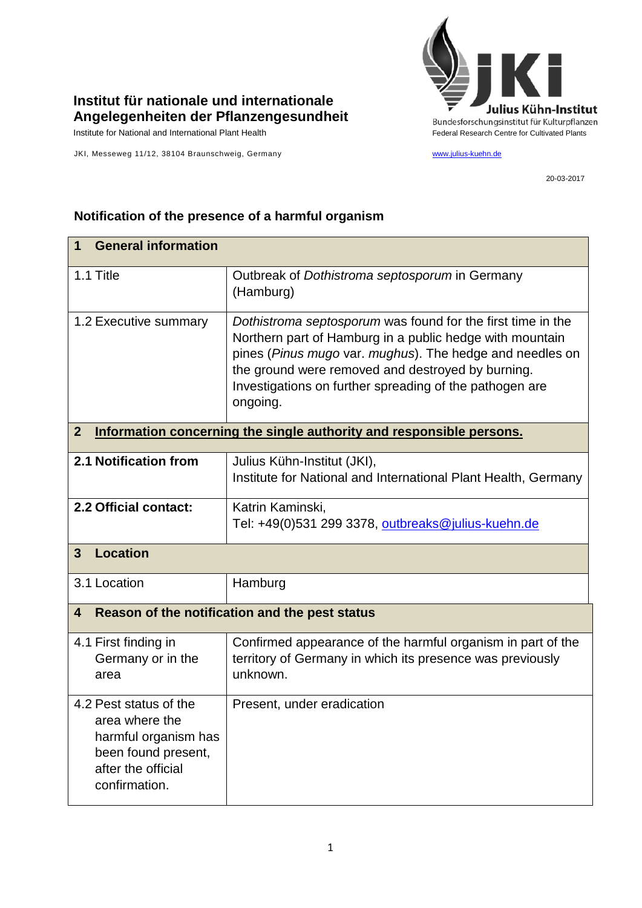**Institut für nationale und internationale Angelegenheiten der Pflanzengesundheit**

Institute for National and International Plant Health

JKI, Messeweg 11/12, 38104 Braunschweig, Germany

Julius Kühn-Institut
Bundesforschungsinstitut für Kulturpflanzen
Federal Research Centre for Cultivated Plants

www.julius-kuehn.de

20-03-2017

## Notification of the presence of a harmful organism

| | |
|---|---|
| **1 General information** | |
| 1.1 Title | Outbreak of *Dothistroma septosporum* in Germany (Hamburg) |
| 1.2 Executive summary | *Dothistroma septosporum* was found for the first time in the Northern part of Hamburg in a public hedge with mountain pines (*Pinus mugo* var. *mughus*). The hedge and needles on the ground were removed and destroyed by burning. Investigations on further spreading of the pathogen are ongoing. |
| **2 Information concerning the single authority and responsible persons.** | |
| **2.1 Notification from** | Julius Kühn-Institut (JKI), Institute for National and International Plant Health, Germany |
| **2.2 Official contact:** | Katrin Kaminski, Tel: +49(0)531 299 3378, outbreaks@julius-kuehn.de |
| **3 Location** | |
| 3.1 Location | Hamburg |
| **4 Reason of the notification and the pest status** | |
| 4.1 First finding in Germany or in the area | Confirmed appearance of the harmful organism in part of the territory of Germany in which its presence was previously unknown. |
| 4.2 Pest status of the area where the harmful organism has been found present, after the official confirmation. | Present, under eradication |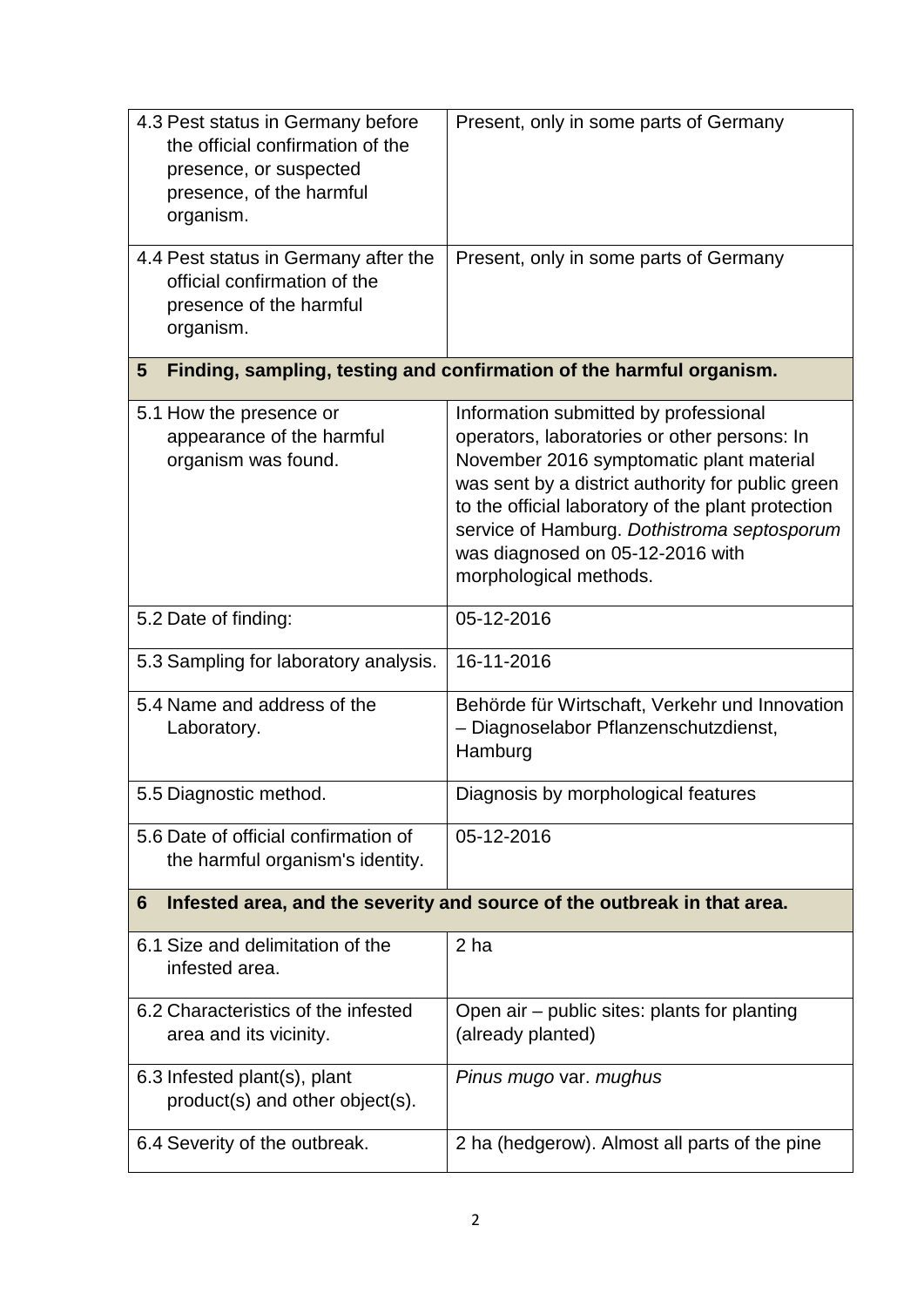| | |
|---|---|
| 4.3 Pest status in Germany before the official confirmation of the presence, or suspected presence, of the harmful organism. | Present, only in some parts of Germany |
| 4.4 Pest status in Germany after the official confirmation of the presence of the harmful organism. | Present, only in some parts of Germany |
| **5 Finding, sampling, testing and confirmation of the harmful organism.** | |
| 5.1 How the presence or appearance of the harmful organism was found. | Information submitted by professional operators, laboratories or other persons: In November 2016 symptomatic plant material was sent by a district authority for public green to the official laboratory of the plant protection service of Hamburg. *Dothistroma septosporum* was diagnosed on 05-12-2016 with morphological methods. |
| 5.2 Date of finding: | 05-12-2016 |
| 5.3 Sampling for laboratory analysis. | 16-11-2016 |
| 5.4 Name and address of the Laboratory. | Behörde für Wirtschaft, Verkehr und Innovation – Diagnoselabor Pflanzenschutzdienst, Hamburg |
| 5.5 Diagnostic method. | Diagnosis by morphological features |
| 5.6 Date of official confirmation of the harmful organism's identity. | 05-12-2016 |
| **6 Infested area, and the severity and source of the outbreak in that area.** | |
| 6.1 Size and delimitation of the infested area. | 2 ha |
| 6.2 Characteristics of the infested area and its vicinity. | Open air – public sites: plants for planting (already planted) |
| 6.3 Infested plant(s), plant product(s) and other object(s). | *Pinus mugo* var. *mughus* |
| 6.4 Severity of the outbreak. | 2 ha (hedgerow). Almost all parts of the pine |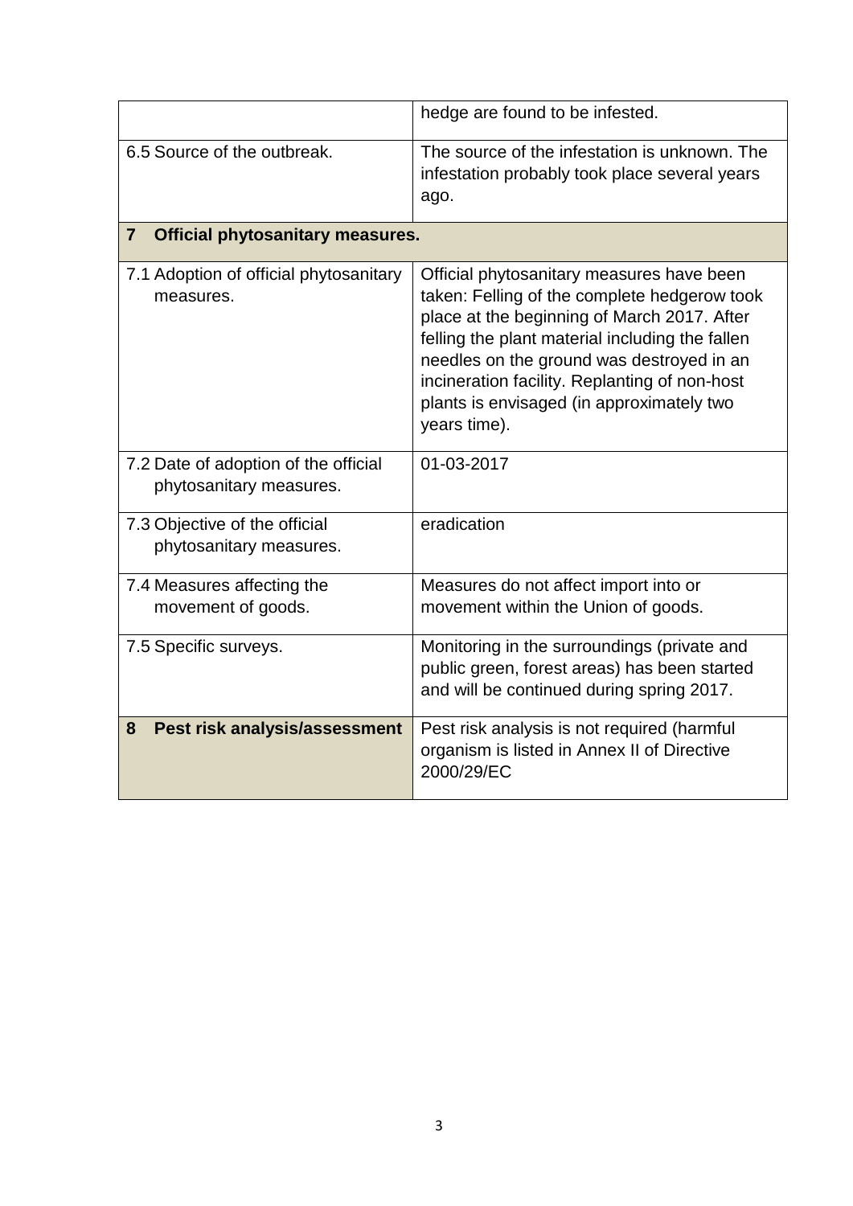| | |
|---|---|
| | hedge are found to be infested. |
| 6.5 Source of the outbreak. | The source of the infestation is unknown. The infestation probably took place several years ago. |
| **7 Official phytosanitary measures.** | |
| 7.1 Adoption of official phytosanitary measures. | Official phytosanitary measures have been taken: Felling of the complete hedgerow took place at the beginning of March 2017. After felling the plant material including the fallen needles on the ground was destroyed in an incineration facility. Replanting of non-host plants is envisaged (in approximately two years time). |
| 7.2 Date of adoption of the official phytosanitary measures. | 01-03-2017 |
| 7.3 Objective of the official phytosanitary measures. | eradication |
| 7.4 Measures affecting the movement of goods. | Measures do not affect import into or movement within the Union of goods. |
| 7.5 Specific surveys. | Monitoring in the surroundings (private and public green, forest areas) has been started and will be continued during spring 2017. |
| **8 Pest risk analysis/assessment** | Pest risk analysis is not required (harmful organism is listed in Annex II of Directive 2000/29/EC |